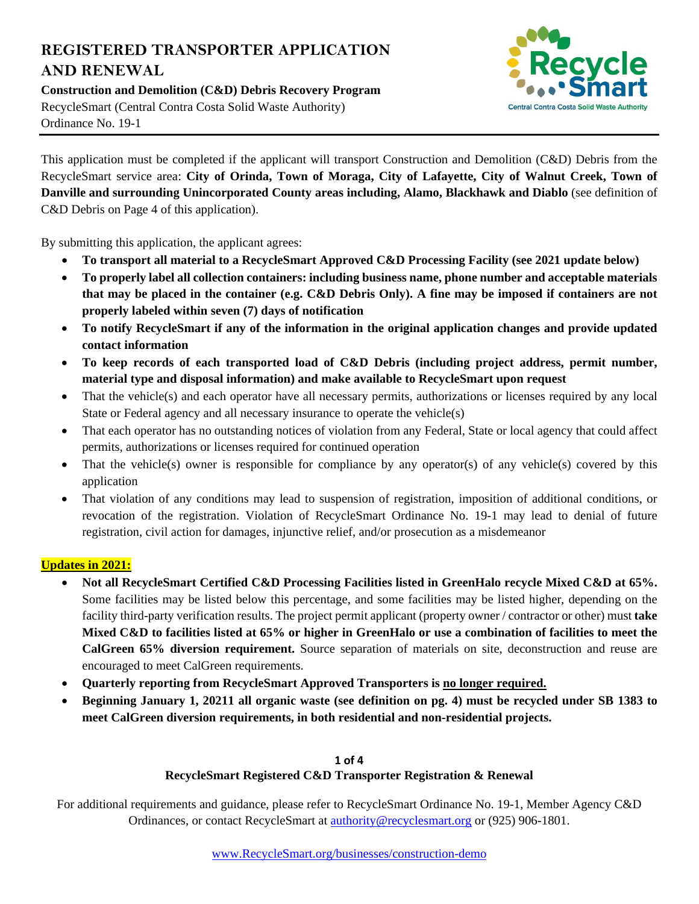# REGISTERED TRANSPORTER APPLICATION AND RENEWAL

**Construction and Demolition (C&D) Debris Recovery Program**

RecycleSmart (Central Contra Costa Solid Waste Authority)
Ordinance No. 19-1

This application must be completed if the applicant will transport Construction and Demolition (C&D) Debris from the RecycleSmart service area: **City of Orinda, Town of Moraga, City of Lafayette, City of Walnut Creek, Town of Danville and surrounding Unincorporated County areas including, Alamo, Blackhawk and Diablo** (see definition of C&D Debris on Page 4 of this application).

By submitting this application, the applicant agrees:

- **To transport all material to a RecycleSmart Approved C&D Processing Facility (see 2021 update below)**
- **To properly label all collection containers: including business name, phone number and acceptable materials that may be placed in the container (e.g. C&D Debris Only). A fine may be imposed if containers are not properly labeled within seven (7) days of notification**
- **To notify RecycleSmart if any of the information in the original application changes and provide updated contact information**
- **To keep records of each transported load of C&D Debris (including project address, permit number, material type and disposal information) and make available to RecycleSmart upon request**
- That the vehicle(s) and each operator have all necessary permits, authorizations or licenses required by any local State or Federal agency and all necessary insurance to operate the vehicle(s)
- That each operator has no outstanding notices of violation from any Federal, State or local agency that could affect permits, authorizations or licenses required for continued operation
- That the vehicle(s) owner is responsible for compliance by any operator(s) of any vehicle(s) covered by this application
- That violation of any conditions may lead to suspension of registration, imposition of additional conditions, or revocation of the registration. Violation of RecycleSmart Ordinance No. 19-1 may lead to denial of future registration, civil action for damages, injunctive relief, and/or prosecution as a misdemeanor

**Updates in 2021:**

- **Not all RecycleSmart Certified C&D Processing Facilities listed in GreenHalo recycle Mixed C&D at 65%.** Some facilities may be listed below this percentage, and some facilities may be listed higher, depending on the facility third-party verification results. The project permit applicant (property owner / contractor or other) must **take Mixed C&D to facilities listed at 65% or higher in GreenHalo or use a combination of facilities to meet the CalGreen 65% diversion requirement.** Source separation of materials on site, deconstruction and reuse are encouraged to meet CalGreen requirements.
- **Quarterly reporting from RecycleSmart Approved Transporters is no longer required.**
- **Beginning January 1, 20211 all organic waste (see definition on pg. 4) must be recycled under SB 1383 to meet CalGreen diversion requirements, in both residential and non-residential projects.**

**RecycleSmart Registered C&D Transporter Registration & Renewal**

For additional requirements and guidance, please refer to RecycleSmart Ordinance No. 19-1, Member Agency C&D Ordinances, or contact RecycleSmart at authority@recyclesmart.org or (925) 906-1801.

www.RecycleSmart.org/businesses/construction-demo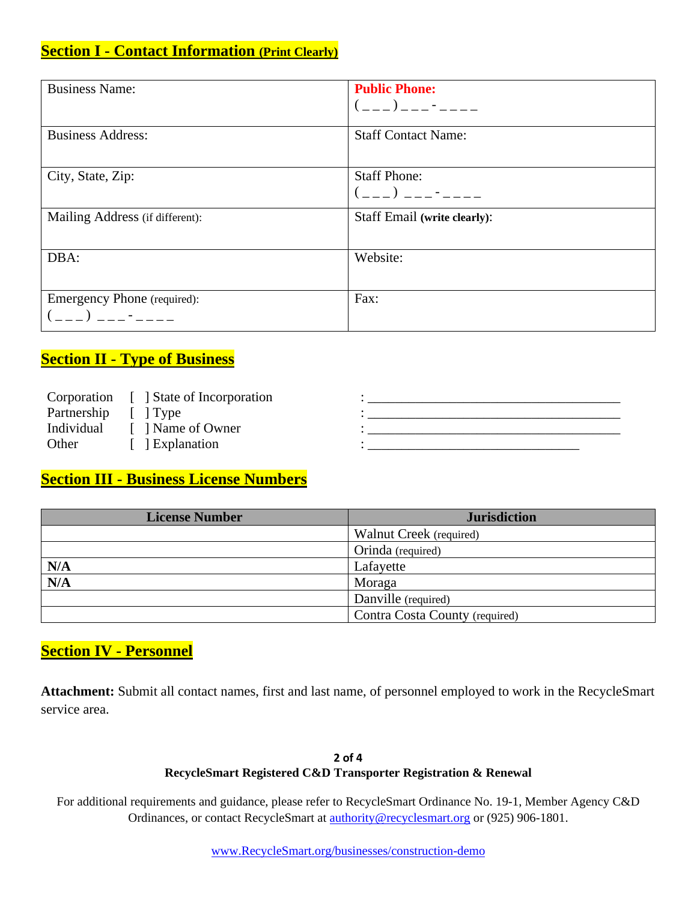## Section I - Contact Information (Print Clearly)

| Business Name: | **Public Phone:** ( _ _ _ ) _ _ _ - _ _ _ _ |
|---|---|
| Business Address: | Staff Contact Name: |
| City, State, Zip: | Staff Phone: ( _ _ _ ) _ _ _ - _ _ _ _ |
| Mailing Address (if different): | Staff Email **(write clearly)**: |
| DBA: | Website: |
| Emergency Phone (required): ( _ _ _ ) _ _ _ - _ _ _ _ | Fax: |

## Section II - Type of Business

Corporation [ ] State of Incorporation : ________________________________________
Partnership [ ] Type : ________________________________________
Individual [ ] Name of Owner : ________________________________________
Other [ ] Explanation : ________________________________

## Section III - Business License Numbers

| License Number | Jurisdiction |
|---|---|
| | Walnut Creek (required) |
| | Orinda (required) |
| **N/A** | Lafayette |
| **N/A** | Moraga |
| | Danville (required) |
| | Contra Costa County (required) |

## Section IV - Personnel

**Attachment:** Submit all contact names, first and last name, of personnel employed to work in the RecycleSmart service area.

**RecycleSmart Registered C&D Transporter Registration & Renewal**

For additional requirements and guidance, please refer to RecycleSmart Ordinance No. 19-1, Member Agency C&D Ordinances, or contact RecycleSmart at authority@recyclesmart.org or (925) 906-1801.

www.RecycleSmart.org/businesses/construction-demo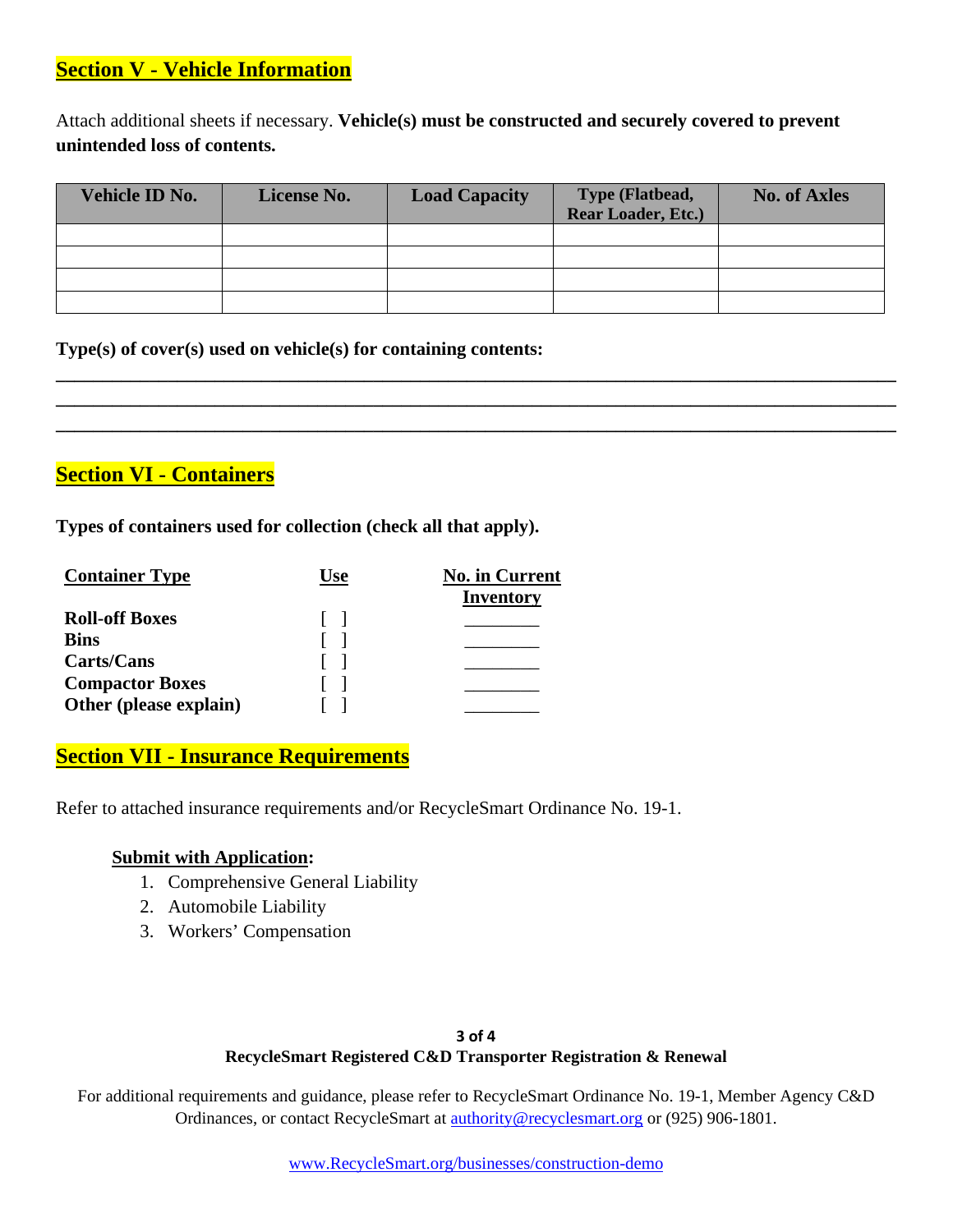## Section V - Vehicle Information

Attach additional sheets if necessary. **Vehicle(s) must be constructed and securely covered to prevent unintended loss of contents.**

| Vehicle ID No. | License No. | Load Capacity | Type (Flatbead, Rear Loader, Etc.) | No. of Axles |
|---|---|---|---|---|
| | | | | |
| | | | | |
| | | | | |
| | | | | |

**Type(s) of cover(s) used on vehicle(s) for containing contents:**

______________________________________________________________________________

______________________________________________________________________________

______________________________________________________________________________

## Section VI - Containers

**Types of containers used for collection (check all that apply).**

| Container Type | Use | No. in Current Inventory |
|---|---|---|
| **Roll-off Boxes** | [ ] | ________ |
| **Bins** | [ ] | ________ |
| **Carts/Cans** | [ ] | ________ |
| **Compactor Boxes** | [ ] | ________ |
| **Other (please explain)** | [ ] | ________ |

## Section VII - Insurance Requirements

Refer to attached insurance requirements and/or RecycleSmart Ordinance No. 19-1.

**Submit with Application:**

1. Comprehensive General Liability
2. Automobile Liability
3. Workers' Compensation

**RecycleSmart Registered C&D Transporter Registration & Renewal**

For additional requirements and guidance, please refer to RecycleSmart Ordinance No. 19-1, Member Agency C&D Ordinances, or contact RecycleSmart at authority@recyclesmart.org or (925) 906-1801.

www.RecycleSmart.org/businesses/construction-demo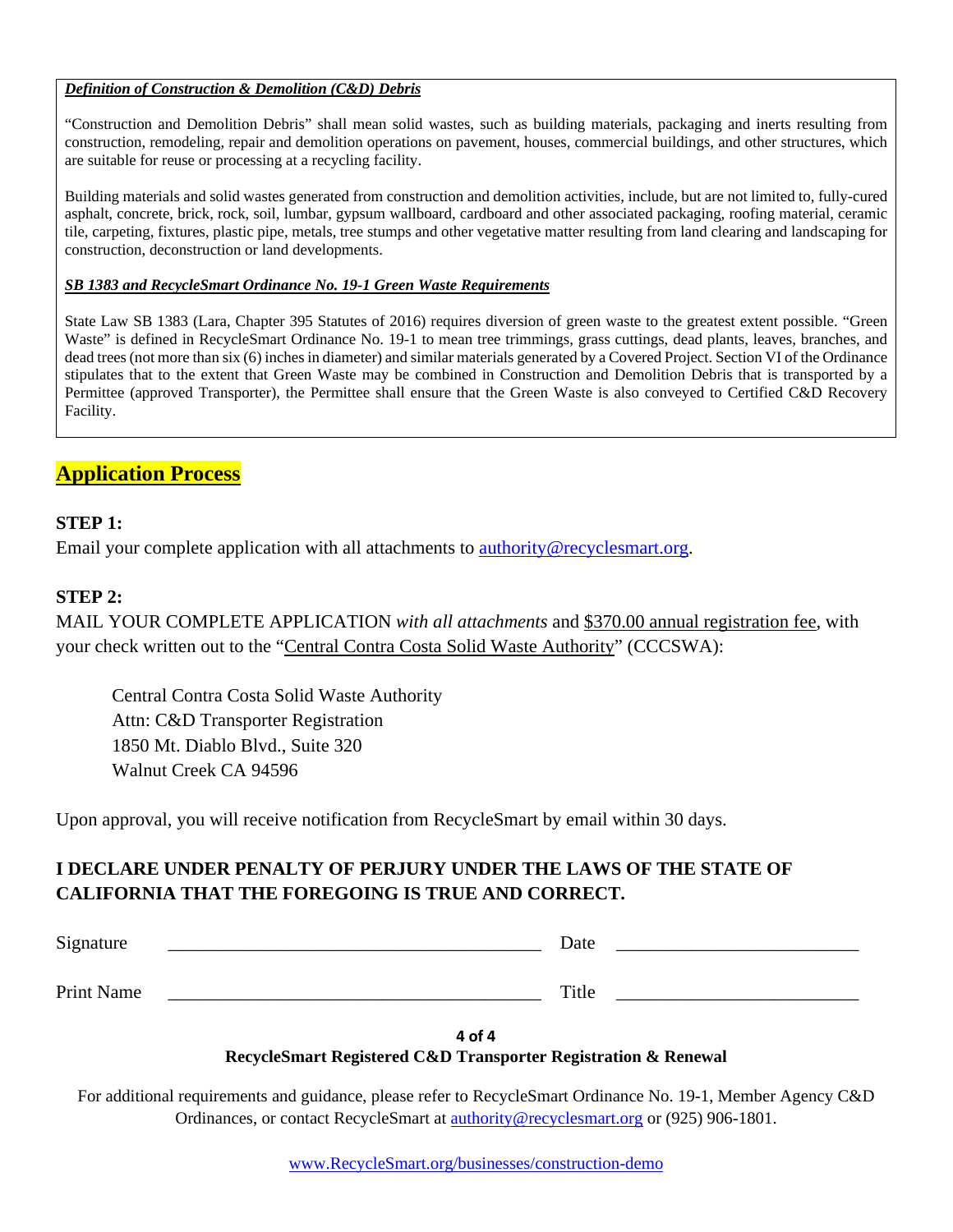***Definition of Construction & Demolition (C&D) Debris***

"Construction and Demolition Debris" shall mean solid wastes, such as building materials, packaging and inerts resulting from construction, remodeling, repair and demolition operations on pavement, houses, commercial buildings, and other structures, which are suitable for reuse or processing at a recycling facility.

Building materials and solid wastes generated from construction and demolition activities, include, but are not limited to, fully-cured asphalt, concrete, brick, rock, soil, lumbar, gypsum wallboard, cardboard and other associated packaging, roofing material, ceramic tile, carpeting, fixtures, plastic pipe, metals, tree stumps and other vegetative matter resulting from land clearing and landscaping for construction, deconstruction or land developments.

***SB 1383 and RecycleSmart Ordinance No. 19-1 Green Waste Requirements***

State Law SB 1383 (Lara, Chapter 395 Statutes of 2016) requires diversion of green waste to the greatest extent possible. "Green Waste" is defined in RecycleSmart Ordinance No. 19-1 to mean tree trimmings, grass cuttings, dead plants, leaves, branches, and dead trees (not more than six (6) inches in diameter) and similar materials generated by a Covered Project. Section VI of the Ordinance stipulates that to the extent that Green Waste may be combined in Construction and Demolition Debris that is transported by a Permittee (approved Transporter), the Permittee shall ensure that the Green Waste is also conveyed to Certified C&D Recovery Facility.

## Application Process

**STEP 1:**
Email your complete application with all attachments to authority@recyclesmart.org.

**STEP 2:**
MAIL YOUR COMPLETE APPLICATION *with all attachments* and $370.00 annual registration fee, with your check written out to the "Central Contra Costa Solid Waste Authority" (CCCSWA):

Central Contra Costa Solid Waste Authority
Attn: C&D Transporter Registration
1850 Mt. Diablo Blvd., Suite 320
Walnut Creek CA 94596

Upon approval, you will receive notification from RecycleSmart by email within 30 days.

**I DECLARE UNDER PENALTY OF PERJURY UNDER THE LAWS OF THE STATE OF CALIFORNIA THAT THE FOREGOING IS TRUE AND CORRECT.**

Signature ________________________________________ Date __________________________

Print Name ________________________________________ Title __________________________

**RecycleSmart Registered C&D Transporter Registration & Renewal**

For additional requirements and guidance, please refer to RecycleSmart Ordinance No. 19-1, Member Agency C&D Ordinances, or contact RecycleSmart at authority@recyclesmart.org or (925) 906-1801.

www.RecycleSmart.org/businesses/construction-demo